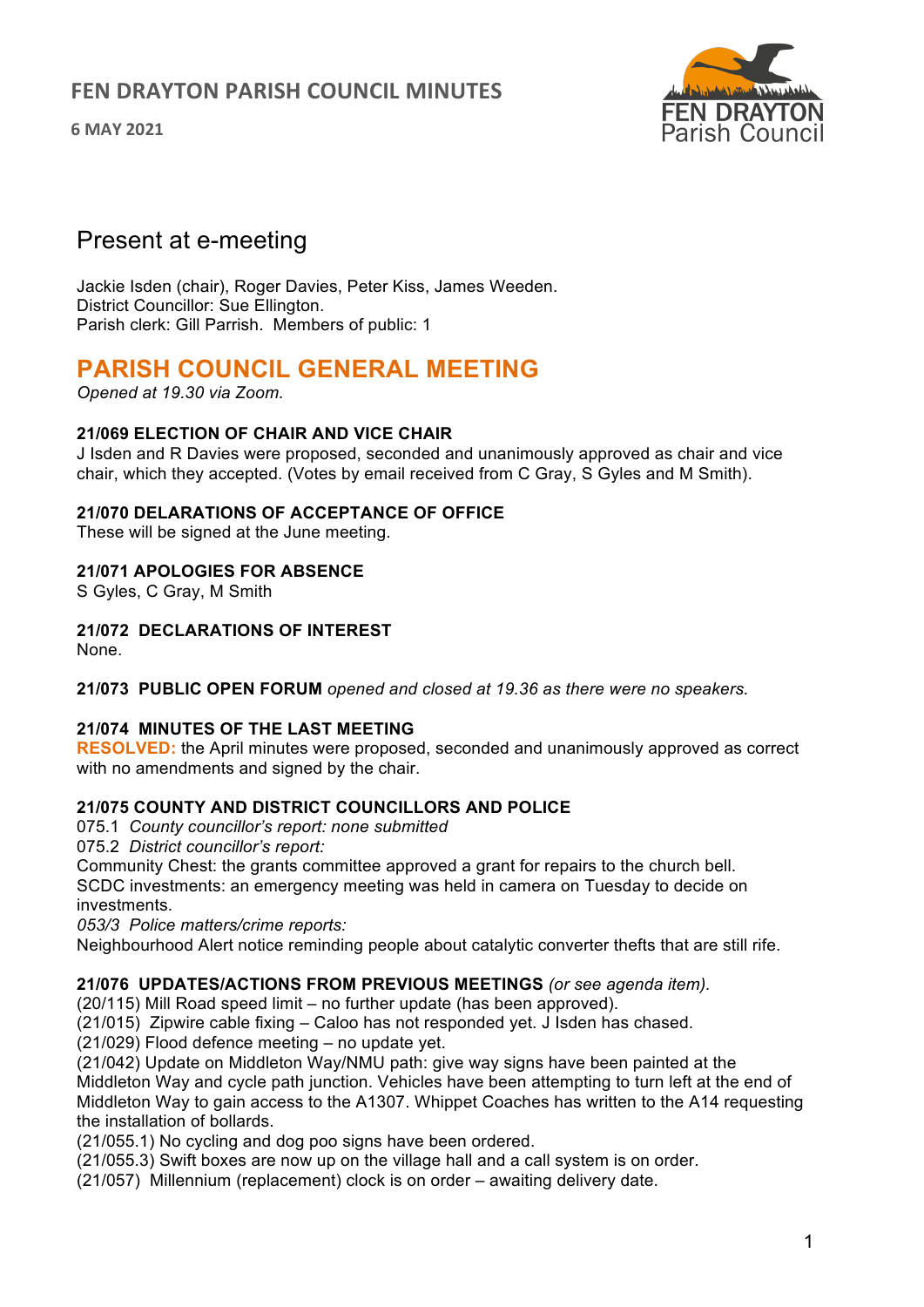# FEN DRAYTON PARISH COUNCIL MINUTES

**6 MAY 2021**

## Present at e-meeting

Jackie Isden (chair), Roger Davies, Peter Kiss, James Weeden.
District Councillor: Sue Ellington.
Parish clerk: Gill Parrish. Members of public: 1

## PARISH COUNCIL GENERAL MEETING

*Opened at 19.30 via Zoom.*

**21/069 ELECTION OF CHAIR AND VICE CHAIR**
J Isden and R Davies were proposed, seconded and unanimously approved as chair and vice chair, which they accepted. (Votes by email received from C Gray, S Gyles and M Smith).

**21/070 DELARATIONS OF ACCEPTANCE OF OFFICE**
These will be signed at the June meeting.

**21/071 APOLOGIES FOR ABSENCE**
S Gyles, C Gray, M Smith

**21/072 DECLARATIONS OF INTEREST**
None.

**21/073 PUBLIC OPEN FORUM** *opened and closed at 19.36 as there were no speakers.*

**21/074 MINUTES OF THE LAST MEETING**
**RESOLVED:** the April minutes were proposed, seconded and unanimously approved as correct with no amendments and signed by the chair.

**21/075 COUNTY AND DISTRICT COUNCILLORS AND POLICE**
075.1 *County councillor's report: none submitted*
075.2 *District councillor's report:*
Community Chest: the grants committee approved a grant for repairs to the church bell.
SCDC investments: an emergency meeting was held in camera on Tuesday to decide on investments.
*053/3 Police matters/crime reports:*
Neighbourhood Alert notice reminding people about catalytic converter thefts that are still rife.

**21/076 UPDATES/ACTIONS FROM PREVIOUS MEETINGS** *(or see agenda item).*
(20/115) Mill Road speed limit – no further update (has been approved).
(21/015) Zipwire cable fixing – Caloo has not responded yet. J Isden has chased.
(21/029) Flood defence meeting – no update yet.
(21/042) Update on Middleton Way/NMU path: give way signs have been painted at the Middleton Way and cycle path junction. Vehicles have been attempting to turn left at the end of Middleton Way to gain access to the A1307. Whippet Coaches has written to the A14 requesting the installation of bollards.
(21/055.1) No cycling and dog poo signs have been ordered.
(21/055.3) Swift boxes are now up on the village hall and a call system is on order.
(21/057) Millennium (replacement) clock is on order – awaiting delivery date.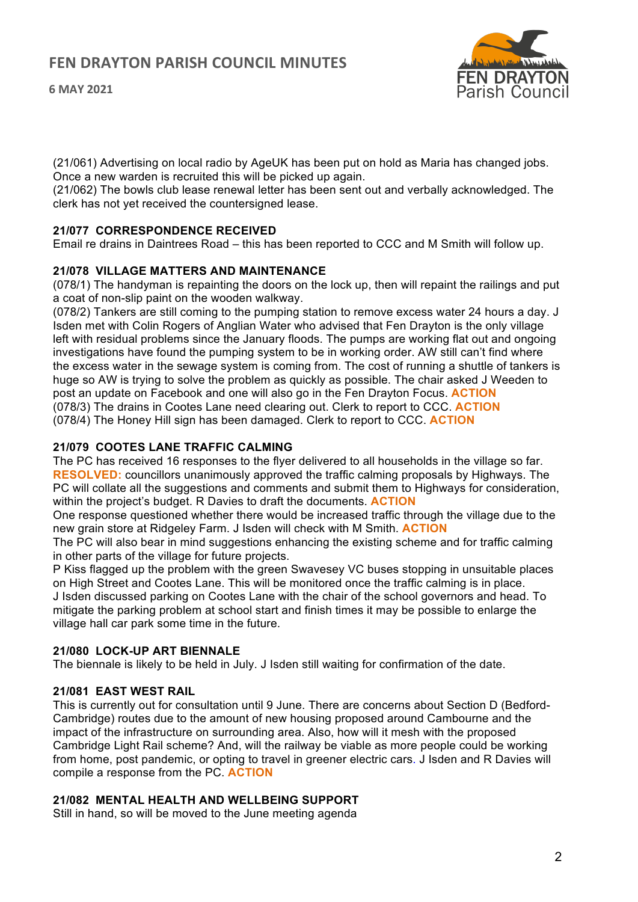(21/061) Advertising on local radio by AgeUK has been put on hold as Maria has changed jobs. Once a new warden is recruited this will be picked up again.
(21/062) The bowls club lease renewal letter has been sent out and verbally acknowledged. The clerk has not yet received the countersigned lease.

### 21/077 CORRESPONDENCE RECEIVED

Email re drains in Daintrees Road – this has been reported to CCC and M Smith will follow up.

### 21/078 VILLAGE MATTERS AND MAINTENANCE

(078/1) The handyman is repainting the doors on the lock up, then will repaint the railings and put a coat of non-slip paint on the wooden walkway.
(078/2) Tankers are still coming to the pumping station to remove excess water 24 hours a day. J Isden met with Colin Rogers of Anglian Water who advised that Fen Drayton is the only village left with residual problems since the January floods. The pumps are working flat out and ongoing investigations have found the pumping system to be in working order. AW still can't find where the excess water in the sewage system is coming from. The cost of running a shuttle of tankers is huge so AW is trying to solve the problem as quickly as possible. The chair asked J Weeden to post an update on Facebook and one will also go in the Fen Drayton Focus. **ACTION**
(078/3) The drains in Cootes Lane need clearing out. Clerk to report to CCC. **ACTION**
(078/4) The Honey Hill sign has been damaged. Clerk to report to CCC. **ACTION**

### 21/079 COOTES LANE TRAFFIC CALMING

The PC has received 16 responses to the flyer delivered to all households in the village so far.
**RESOLVED:** councillors unanimously approved the traffic calming proposals by Highways. The PC will collate all the suggestions and comments and submit them to Highways for consideration, within the project's budget. R Davies to draft the documents. **ACTION**
One response questioned whether there would be increased traffic through the village due to the new grain store at Ridgeley Farm. J Isden will check with M Smith. **ACTION**
The PC will also bear in mind suggestions enhancing the existing scheme and for traffic calming in other parts of the village for future projects.
P Kiss flagged up the problem with the green Swavesey VC buses stopping in unsuitable places on High Street and Cootes Lane. This will be monitored once the traffic calming is in place.
J Isden discussed parking on Cootes Lane with the chair of the school governors and head. To mitigate the parking problem at school start and finish times it may be possible to enlarge the village hall car park some time in the future.

### 21/080 LOCK-UP ART BIENNALE

The biennale is likely to be held in July. J Isden still waiting for confirmation of the date.

### 21/081 EAST WEST RAIL

This is currently out for consultation until 9 June. There are concerns about Section D (Bedford-Cambridge) routes due to the amount of new housing proposed around Cambourne and the impact of the infrastructure on surrounding area. Also, how will it mesh with the proposed Cambridge Light Rail scheme? And, will the railway be viable as more people could be working from home, post pandemic, or opting to travel in greener electric cars. J Isden and R Davies will compile a response from the PC. **ACTION**

### 21/082 MENTAL HEALTH AND WELLBEING SUPPORT

Still in hand, so will be moved to the June meeting agenda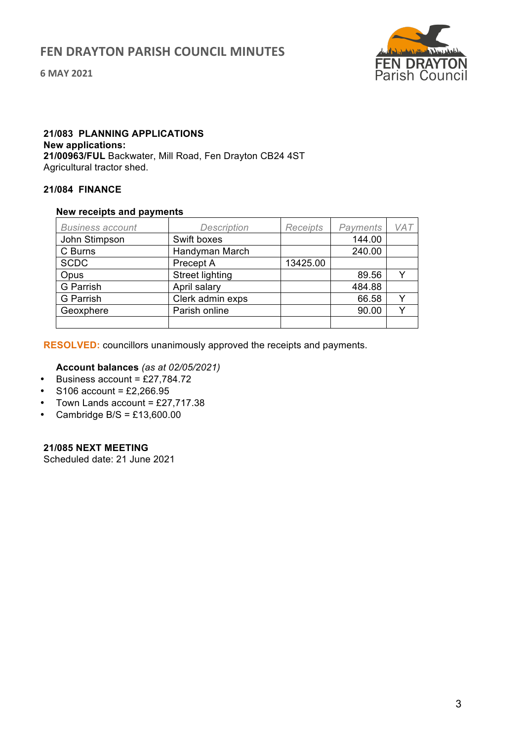### 21/083 PLANNING APPLICATIONS

**New applications:**

**21/00963/FUL** Backwater, Mill Road, Fen Drayton CB24 4ST
Agricultural tractor shed.

### 21/084 FINANCE

**New receipts and payments**

| *Business account* | *Description* | *Receipts* | *Payments* | *VAT* |
|---|---|---|---|---|
| John Stimpson | Swift boxes | | 144.00 | |
| C Burns | Handyman March | | 240.00 | |
| SCDC | Precept A | 13425.00 | | |
| Opus | Street lighting | | 89.56 | Y |
| G Parrish | April salary | | 484.88 | |
| G Parrish | Clerk admin exps | | 66.58 | Y |
| Geoxphere | Parish online | | 90.00 | Y |
| | | | | |

**RESOLVED:** councillors unanimously approved the receipts and payments.

**Account balances** *(as at 02/05/2021)*

- Business account = £27,784.72
- S106 account = £2,266.95
- Town Lands account = £27,717.38
- Cambridge B/S = £13,600.00

### 21/085 NEXT MEETING

Scheduled date: 21 June 2021